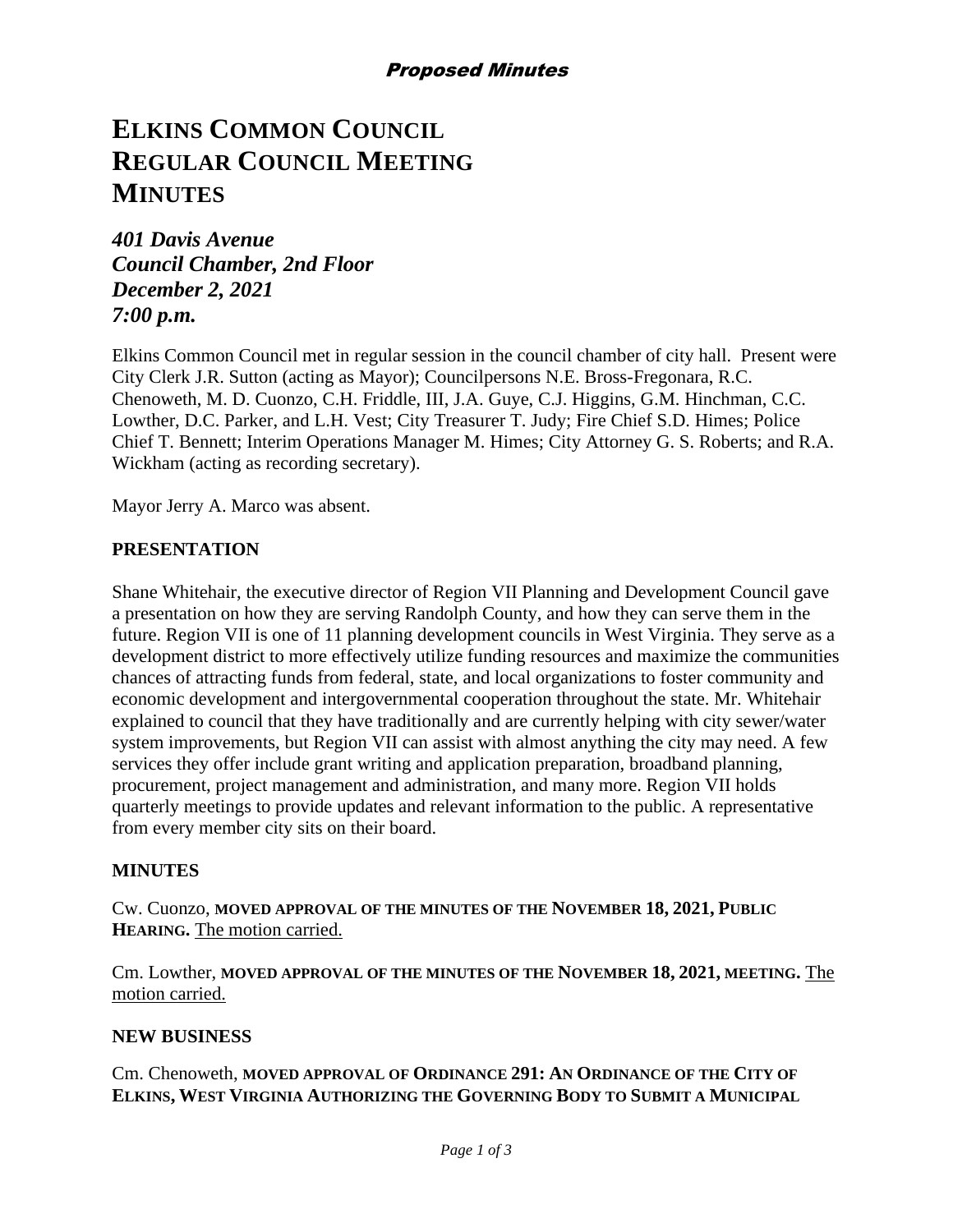*Proposed Minutes*

# ELKINS COMMON COUNCIL REGULAR COUNCIL MEETING MINUTES

***401 Davis Avenue***
***Council Chamber, 2nd Floor***
***December 2, 2021***
***7:00 p.m.***

Elkins Common Council met in regular session in the council chamber of city hall. Present were City Clerk J.R. Sutton (acting as Mayor); Councilpersons N.E. Bross-Fregonara, R.C. Chenoweth, M. D. Cuonzo, C.H. Friddle, III, J.A. Guye, C.J. Higgins, G.M. Hinchman, C.C. Lowther, D.C. Parker, and L.H. Vest; City Treasurer T. Judy; Fire Chief S.D. Himes; Police Chief T. Bennett; Interim Operations Manager M. Himes; City Attorney G. S. Roberts; and R.A. Wickham (acting as recording secretary).

Mayor Jerry A. Marco was absent.

## PRESENTATION

Shane Whitehair, the executive director of Region VII Planning and Development Council gave a presentation on how they are serving Randolph County, and how they can serve them in the future. Region VII is one of 11 planning development councils in West Virginia. They serve as a development district to more effectively utilize funding resources and maximize the communities chances of attracting funds from federal, state, and local organizations to foster community and economic development and intergovernmental cooperation throughout the state. Mr. Whitehair explained to council that they have traditionally and are currently helping with city sewer/water system improvements, but Region VII can assist with almost anything the city may need. A few services they offer include grant writing and application preparation, broadband planning, procurement, project management and administration, and many more. Region VII holds quarterly meetings to provide updates and relevant information to the public. A representative from every member city sits on their board.

## MINUTES

Cw. Cuonzo, **MOVED APPROVAL OF THE MINUTES OF THE NOVEMBER 18, 2021, PUBLIC HEARING.** The motion carried.

Cm. Lowther, **MOVED APPROVAL OF THE MINUTES OF THE NOVEMBER 18, 2021, MEETING.** The motion carried.

## NEW BUSINESS

Cm. Chenoweth, **MOVED APPROVAL OF ORDINANCE 291: AN ORDINANCE OF THE CITY OF ELKINS, WEST VIRGINIA AUTHORIZING THE GOVERNING BODY TO SUBMIT A MUNICIPAL**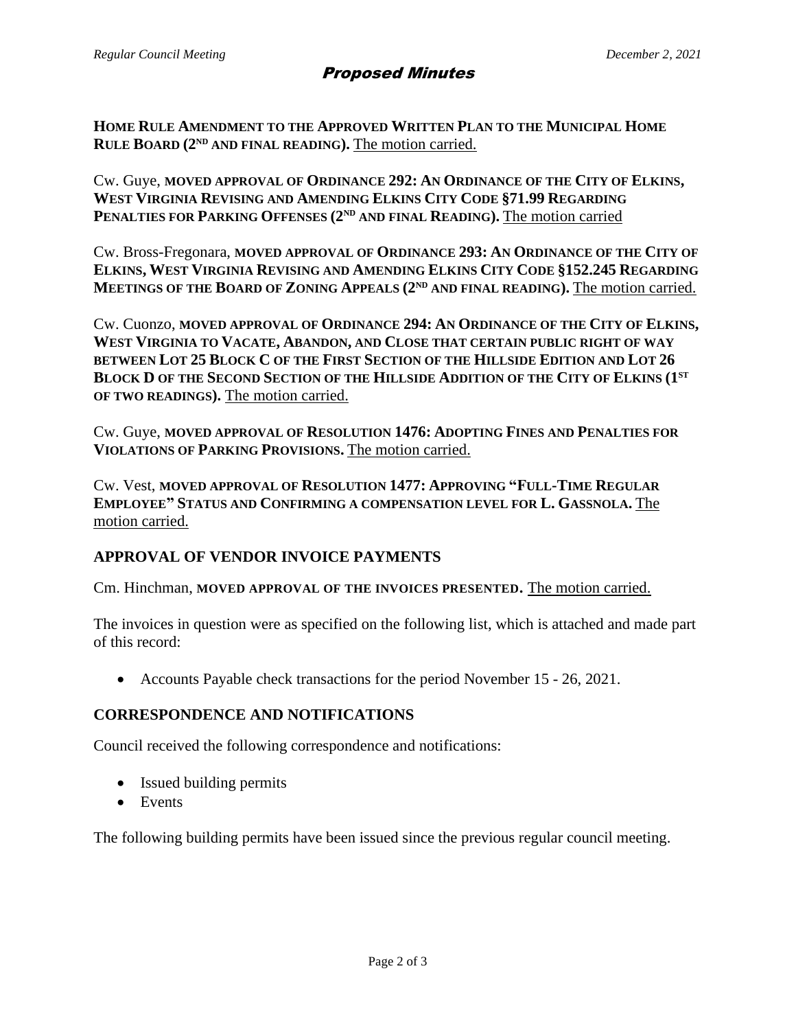**HOME RULE AMENDMENT TO THE APPROVED WRITTEN PLAN TO THE MUNICIPAL HOME RULE BOARD (2ND AND FINAL READING).** The motion carried.

Cw. Guye, **MOVED APPROVAL OF ORDINANCE 292: AN ORDINANCE OF THE CITY OF ELKINS, WEST VIRGINIA REVISING AND AMENDING ELKINS CITY CODE §71.99 REGARDING PENALTIES FOR PARKING OFFENSES (2ND AND FINAL READING).** The motion carried

Cw. Bross-Fregonara, **MOVED APPROVAL OF ORDINANCE 293: AN ORDINANCE OF THE CITY OF ELKINS, WEST VIRGINIA REVISING AND AMENDING ELKINS CITY CODE §152.245 REGARDING MEETINGS OF THE BOARD OF ZONING APPEALS (2ND AND FINAL READING).** The motion carried.

Cw. Cuonzo, **MOVED APPROVAL OF ORDINANCE 294: AN ORDINANCE OF THE CITY OF ELKINS, WEST VIRGINIA TO VACATE, ABANDON, AND CLOSE THAT CERTAIN PUBLIC RIGHT OF WAY BETWEEN LOT 25 BLOCK C OF THE FIRST SECTION OF THE HILLSIDE EDITION AND LOT 26 BLOCK D OF THE SECOND SECTION OF THE HILLSIDE ADDITION OF THE CITY OF ELKINS (1ST OF TWO READINGS).** The motion carried.

Cw. Guye, **MOVED APPROVAL OF RESOLUTION 1476: ADOPTING FINES AND PENALTIES FOR VIOLATIONS OF PARKING PROVISIONS.** The motion carried.

Cw. Vest, **MOVED APPROVAL OF RESOLUTION 1477: APPROVING "FULL-TIME REGULAR EMPLOYEE" STATUS AND CONFIRMING A COMPENSATION LEVEL FOR L. GASSNOLA.** The motion carried.

## APPROVAL OF VENDOR INVOICE PAYMENTS

Cm. Hinchman, **MOVED APPROVAL OF THE INVOICES PRESENTED.** The motion carried.

The invoices in question were as specified on the following list, which is attached and made part of this record:

- Accounts Payable check transactions for the period November 15 - 26, 2021.

## CORRESPONDENCE AND NOTIFICATIONS

Council received the following correspondence and notifications:

- Issued building permits
- Events

The following building permits have been issued since the previous regular council meeting.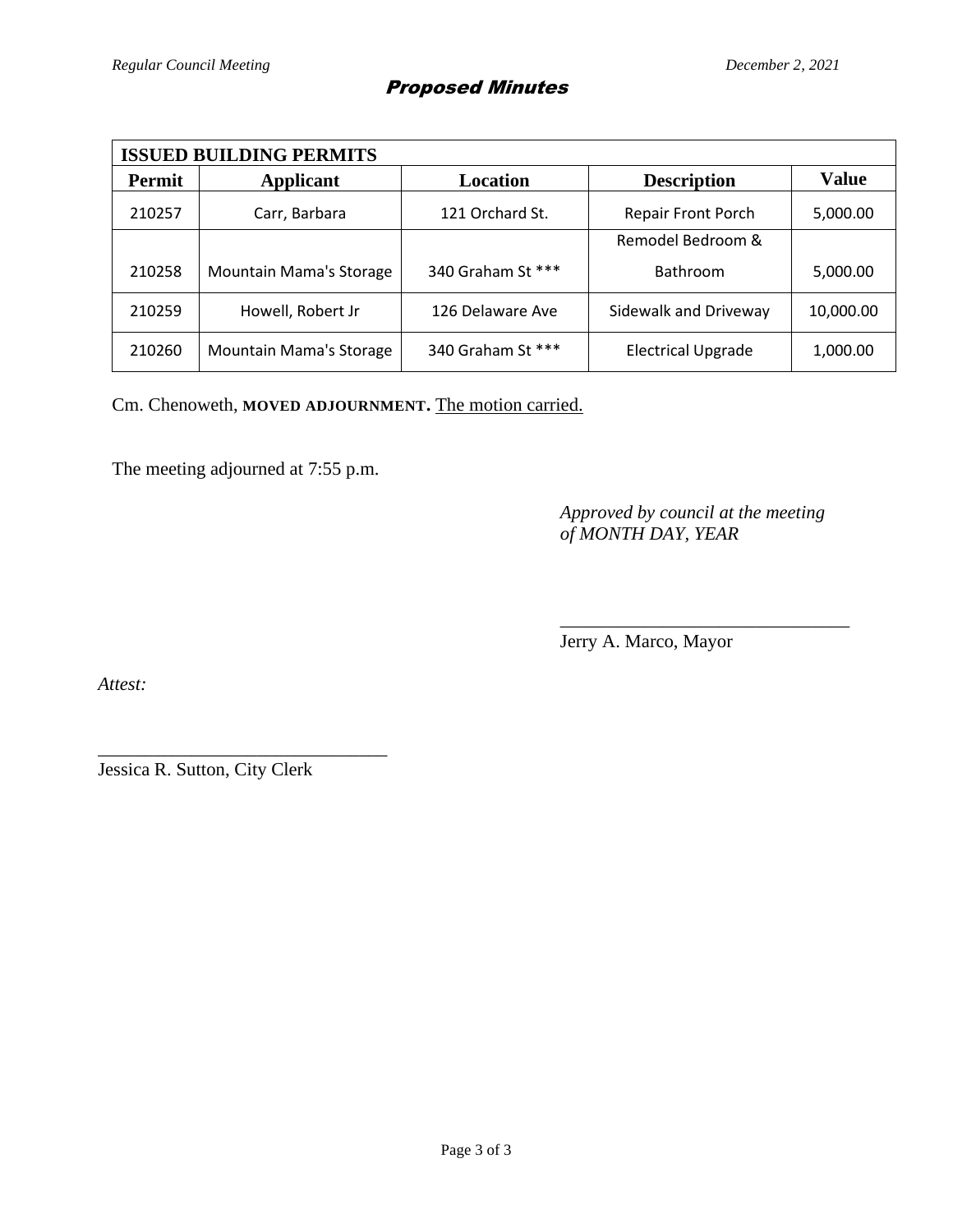*Proposed Minutes*

| ISSUED BUILDING PERMITS | | | | |
|---|---|---|---|---|
| **Permit** | **Applicant** | **Location** | **Description** | **Value** |
| 210257 | Carr, Barbara | 121 Orchard St. | Repair Front Porch | 5,000.00 |
| 210258 | Mountain Mama's Storage | 340 Graham St *** | Remodel Bedroom & Bathroom | 5,000.00 |
| 210259 | Howell, Robert Jr | 126 Delaware Ave | Sidewalk and Driveway | 10,000.00 |
| 210260 | Mountain Mama's Storage | 340 Graham St *** | Electrical Upgrade | 1,000.00 |

Cm. Chenoweth, **MOVED ADJOURNMENT.** The motion carried.

The meeting adjourned at 7:55 p.m.

*Approved by council at the meeting of MONTH DAY, YEAR*

_______________________________
Jerry A. Marco, Mayor

*Attest:*

_______________________________
Jessica R. Sutton, City Clerk